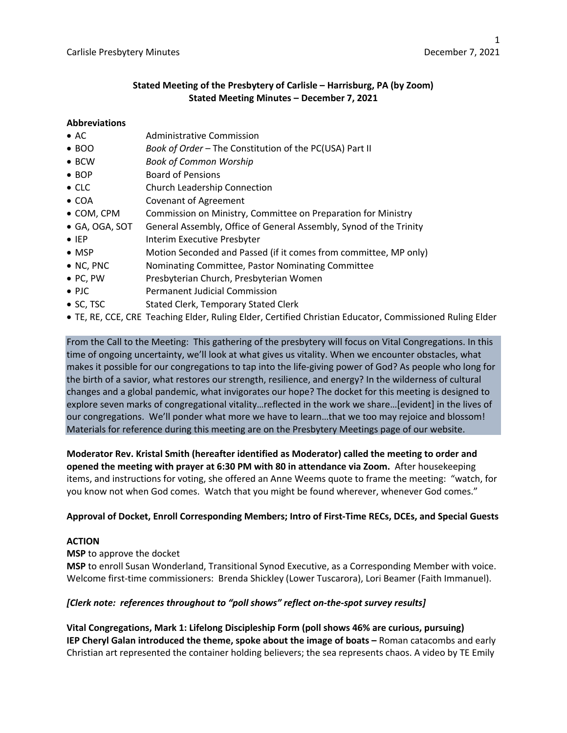**Stated Meeting of the Presbytery of Carlisle – Harrisburg, PA (by Zoom)**
**Stated Meeting Minutes – December 7, 2021**

**Abbreviations**

- AC — Administrative Commission
- BOO — *Book of Order* – The Constitution of the PC(USA) Part II
- BCW — *Book of Common Worship*
- BOP — Board of Pensions
- CLC — Church Leadership Connection
- COA — Covenant of Agreement
- COM, CPM — Commission on Ministry, Committee on Preparation for Ministry
- GA, OGA, SOT — General Assembly, Office of General Assembly, Synod of the Trinity
- IEP — Interim Executive Presbyter
- MSP — Motion Seconded and Passed (if it comes from committee, MP only)
- NC, PNC — Nominating Committee, Pastor Nominating Committee
- PC, PW — Presbyterian Church, Presbyterian Women
- PJC — Permanent Judicial Commission
- SC, TSC — Stated Clerk, Temporary Stated Clerk
- TE, RE, CCE, CRE — Teaching Elder, Ruling Elder, Certified Christian Educator, Commissioned Ruling Elder

From the Call to the Meeting: This gathering of the presbytery will focus on Vital Congregations. In this time of ongoing uncertainty, we'll look at what gives us vitality. When we encounter obstacles, what makes it possible for our congregations to tap into the life-giving power of God? As people who long for the birth of a savior, what restores our strength, resilience, and energy? In the wilderness of cultural changes and a global pandemic, what invigorates our hope? The docket for this meeting is designed to explore seven marks of congregational vitality…reflected in the work we share…[evident] in the lives of our congregations. We'll ponder what more we have to learn…that we too may rejoice and blossom! Materials for reference during this meeting are on the Presbytery Meetings page of our website.

**Moderator Rev. Kristal Smith (hereafter identified as Moderator) called the meeting to order and opened the meeting with prayer at 6:30 PM with 80 in attendance via Zoom.** After housekeeping items, and instructions for voting, she offered an Anne Weems quote to frame the meeting: "watch, for you know not when God comes. Watch that you might be found wherever, whenever God comes."

**Approval of Docket, Enroll Corresponding Members; Intro of First-Time RECs, DCEs, and Special Guests**

**ACTION**

**MSP** to approve the docket

**MSP** to enroll Susan Wonderland, Transitional Synod Executive, as a Corresponding Member with voice. Welcome first-time commissioners: Brenda Shickley (Lower Tuscarora), Lori Beamer (Faith Immanuel).

***[Clerk note: references throughout to "poll shows" reflect on-the-spot survey results]***

**Vital Congregations, Mark 1: Lifelong Discipleship Form (poll shows 46% are curious, pursuing)**
**IEP Cheryl Galan introduced the theme, spoke about the image of boats –** Roman catacombs and early Christian art represented the container holding believers; the sea represents chaos. A video by TE Emily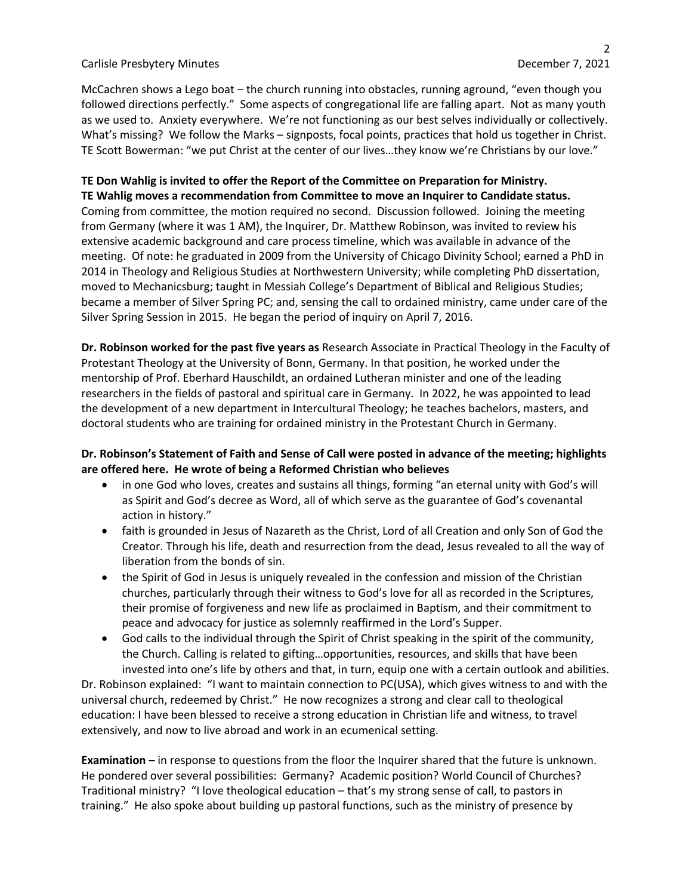McCachren shows a Lego boat – the church running into obstacles, running aground, "even though you followed directions perfectly." Some aspects of congregational life are falling apart. Not as many youth as we used to. Anxiety everywhere. We're not functioning as our best selves individually or collectively. What's missing? We follow the Marks – signposts, focal points, practices that hold us together in Christ. TE Scott Bowerman: "we put Christ at the center of our lives…they know we're Christians by our love."

**TE Don Wahlig is invited to offer the Report of the Committee on Preparation for Ministry.**
**TE Wahlig moves a recommendation from Committee to move an Inquirer to Candidate status.** Coming from committee, the motion required no second. Discussion followed. Joining the meeting from Germany (where it was 1 AM), the Inquirer, Dr. Matthew Robinson, was invited to review his extensive academic background and care process timeline, which was available in advance of the meeting. Of note: he graduated in 2009 from the University of Chicago Divinity School; earned a PhD in 2014 in Theology and Religious Studies at Northwestern University; while completing PhD dissertation, moved to Mechanicsburg; taught in Messiah College's Department of Biblical and Religious Studies; became a member of Silver Spring PC; and, sensing the call to ordained ministry, came under care of the Silver Spring Session in 2015. He began the period of inquiry on April 7, 2016.

**Dr. Robinson worked for the past five years as** Research Associate in Practical Theology in the Faculty of Protestant Theology at the University of Bonn, Germany. In that position, he worked under the mentorship of Prof. Eberhard Hauschildt, an ordained Lutheran minister and one of the leading researchers in the fields of pastoral and spiritual care in Germany. In 2022, he was appointed to lead the development of a new department in Intercultural Theology; he teaches bachelors, masters, and doctoral students who are training for ordained ministry in the Protestant Church in Germany.

**Dr. Robinson's Statement of Faith and Sense of Call were posted in advance of the meeting; highlights are offered here. He wrote of being a Reformed Christian who believes**

- in one God who loves, creates and sustains all things, forming "an eternal unity with God's will as Spirit and God's decree as Word, all of which serve as the guarantee of God's covenantal action in history."
- faith is grounded in Jesus of Nazareth as the Christ, Lord of all Creation and only Son of God the Creator. Through his life, death and resurrection from the dead, Jesus revealed to all the way of liberation from the bonds of sin.
- the Spirit of God in Jesus is uniquely revealed in the confession and mission of the Christian churches, particularly through their witness to God's love for all as recorded in the Scriptures, their promise of forgiveness and new life as proclaimed in Baptism, and their commitment to peace and advocacy for justice as solemnly reaffirmed in the Lord's Supper.
- God calls to the individual through the Spirit of Christ speaking in the spirit of the community, the Church. Calling is related to gifting…opportunities, resources, and skills that have been invested into one's life by others and that, in turn, equip one with a certain outlook and abilities.

Dr. Robinson explained: "I want to maintain connection to PC(USA), which gives witness to and with the universal church, redeemed by Christ." He now recognizes a strong and clear call to theological education: I have been blessed to receive a strong education in Christian life and witness, to travel extensively, and now to live abroad and work in an ecumenical setting.

**Examination –** in response to questions from the floor the Inquirer shared that the future is unknown. He pondered over several possibilities: Germany? Academic position? World Council of Churches? Traditional ministry? "I love theological education – that's my strong sense of call, to pastors in training." He also spoke about building up pastoral functions, such as the ministry of presence by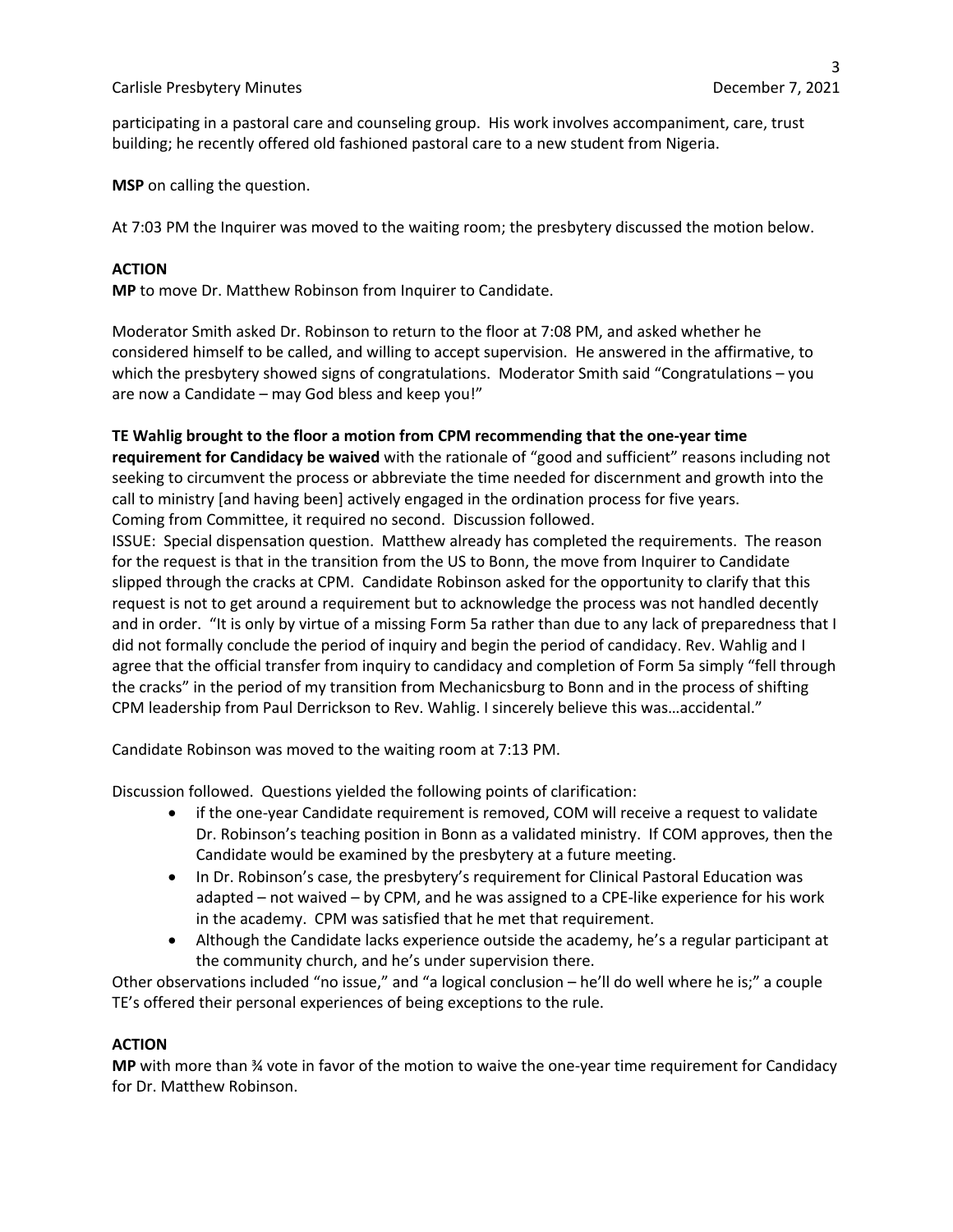participating in a pastoral care and counseling group. His work involves accompaniment, care, trust building; he recently offered old fashioned pastoral care to a new student from Nigeria.

**MSP** on calling the question.

At 7:03 PM the Inquirer was moved to the waiting room; the presbytery discussed the motion below.

**ACTION**
**MP** to move Dr. Matthew Robinson from Inquirer to Candidate.

Moderator Smith asked Dr. Robinson to return to the floor at 7:08 PM, and asked whether he considered himself to be called, and willing to accept supervision. He answered in the affirmative, to which the presbytery showed signs of congratulations. Moderator Smith said "Congratulations – you are now a Candidate – may God bless and keep you!"

**TE Wahlig brought to the floor a motion from CPM recommending that the one-year time requirement for Candidacy be waived** with the rationale of "good and sufficient" reasons including not seeking to circumvent the process or abbreviate the time needed for discernment and growth into the call to ministry [and having been] actively engaged in the ordination process for five years.
Coming from Committee, it required no second. Discussion followed.
ISSUE: Special dispensation question. Matthew already has completed the requirements. The reason for the request is that in the transition from the US to Bonn, the move from Inquirer to Candidate slipped through the cracks at CPM. Candidate Robinson asked for the opportunity to clarify that this request is not to get around a requirement but to acknowledge the process was not handled decently and in order. "It is only by virtue of a missing Form 5a rather than due to any lack of preparedness that I did not formally conclude the period of inquiry and begin the period of candidacy. Rev. Wahlig and I agree that the official transfer from inquiry to candidacy and completion of Form 5a simply "fell through the cracks" in the period of my transition from Mechanicsburg to Bonn and in the process of shifting CPM leadership from Paul Derrickson to Rev. Wahlig. I sincerely believe this was…accidental."

Candidate Robinson was moved to the waiting room at 7:13 PM.

Discussion followed. Questions yielded the following points of clarification:

- if the one-year Candidate requirement is removed, COM will receive a request to validate Dr. Robinson's teaching position in Bonn as a validated ministry. If COM approves, then the Candidate would be examined by the presbytery at a future meeting.
- In Dr. Robinson's case, the presbytery's requirement for Clinical Pastoral Education was adapted – not waived – by CPM, and he was assigned to a CPE-like experience for his work in the academy. CPM was satisfied that he met that requirement.
- Although the Candidate lacks experience outside the academy, he's a regular participant at the community church, and he's under supervision there.

Other observations included "no issue," and "a logical conclusion – he'll do well where he is;" a couple TE's offered their personal experiences of being exceptions to the rule.

**ACTION**
**MP** with more than ¾ vote in favor of the motion to waive the one-year time requirement for Candidacy for Dr. Matthew Robinson.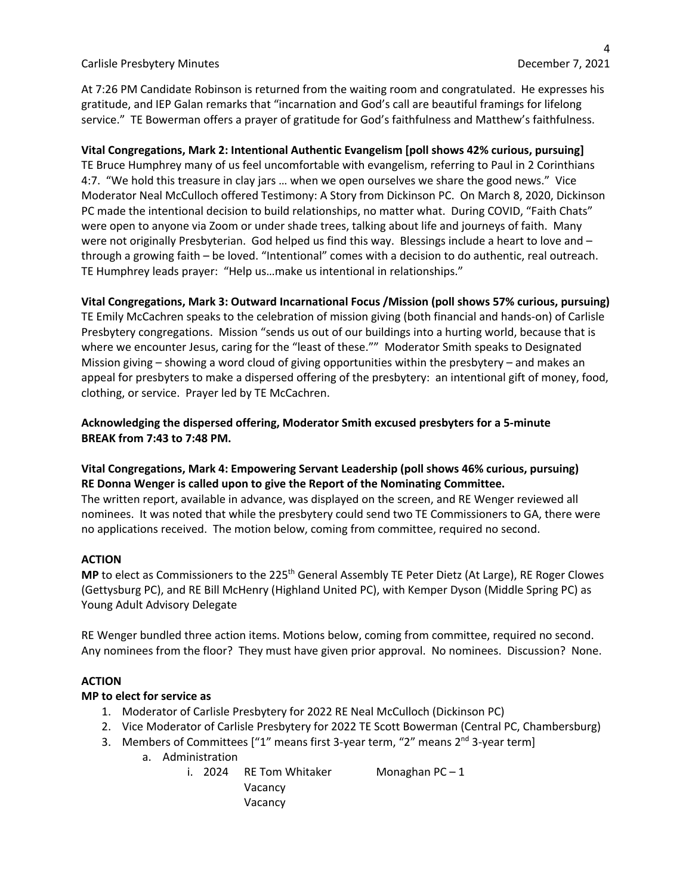At 7:26 PM Candidate Robinson is returned from the waiting room and congratulated. He expresses his gratitude, and IEP Galan remarks that "incarnation and God's call are beautiful framings for lifelong service." TE Bowerman offers a prayer of gratitude for God's faithfulness and Matthew's faithfulness.

**Vital Congregations, Mark 2: Intentional Authentic Evangelism [poll shows 42% curious, pursuing]**
TE Bruce Humphrey many of us feel uncomfortable with evangelism, referring to Paul in 2 Corinthians 4:7. "We hold this treasure in clay jars … when we open ourselves we share the good news." Vice Moderator Neal McCulloch offered Testimony: A Story from Dickinson PC. On March 8, 2020, Dickinson PC made the intentional decision to build relationships, no matter what. During COVID, "Faith Chats" were open to anyone via Zoom or under shade trees, talking about life and journeys of faith. Many were not originally Presbyterian. God helped us find this way. Blessings include a heart to love and – through a growing faith – be loved. "Intentional" comes with a decision to do authentic, real outreach. TE Humphrey leads prayer: "Help us…make us intentional in relationships."

**Vital Congregations, Mark 3: Outward Incarnational Focus /Mission (poll shows 57% curious, pursuing)**
TE Emily McCachren speaks to the celebration of mission giving (both financial and hands-on) of Carlisle Presbytery congregations. Mission "sends us out of our buildings into a hurting world, because that is where we encounter Jesus, caring for the "least of these."" Moderator Smith speaks to Designated Mission giving – showing a word cloud of giving opportunities within the presbytery – and makes an appeal for presbyters to make a dispersed offering of the presbytery: an intentional gift of money, food, clothing, or service. Prayer led by TE McCachren.

**Acknowledging the dispersed offering, Moderator Smith excused presbyters for a 5-minute BREAK from 7:43 to 7:48 PM.**

**Vital Congregations, Mark 4: Empowering Servant Leadership (poll shows 46% curious, pursuing)**
**RE Donna Wenger is called upon to give the Report of the Nominating Committee.**
The written report, available in advance, was displayed on the screen, and RE Wenger reviewed all nominees. It was noted that while the presbytery could send two TE Commissioners to GA, there were no applications received. The motion below, coming from committee, required no second.

**ACTION**
**MP** to elect as Commissioners to the 225th General Assembly TE Peter Dietz (At Large), RE Roger Clowes (Gettysburg PC), and RE Bill McHenry (Highland United PC), with Kemper Dyson (Middle Spring PC) as Young Adult Advisory Delegate

RE Wenger bundled three action items. Motions below, coming from committee, required no second. Any nominees from the floor? They must have given prior approval. No nominees. Discussion? None.

**ACTION**
**MP to elect for service as**

1. Moderator of Carlisle Presbytery for 2022 RE Neal McCulloch (Dickinson PC)
2. Vice Moderator of Carlisle Presbytery for 2022 TE Scott Bowerman (Central PC, Chambersburg)
3. Members of Committees ["1" means first 3-year term, "2" means 2nd 3-year term]
    a. Administration
        i. 2024 RE Tom Whitaker Monaghan PC – 1
           Vacancy
           Vacancy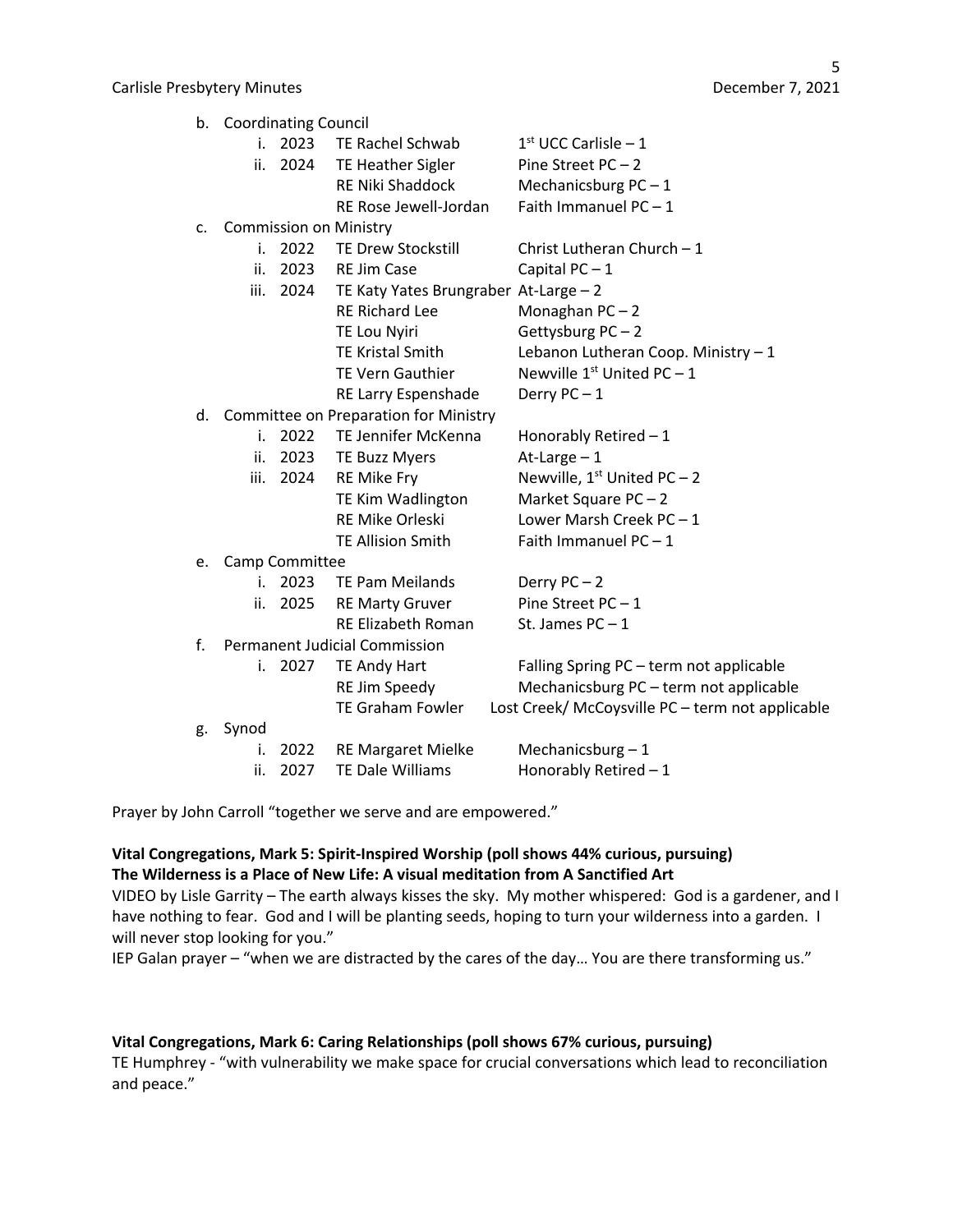b. Coordinating Council
   i. 2023 TE Rachel Schwab 1st UCC Carlisle – 1
   ii. 2024 TE Heather Sigler Pine Street PC – 2
   RE Niki Shaddock Mechanicsburg PC – 1
   RE Rose Jewell-Jordan Faith Immanuel PC – 1
c. Commission on Ministry
   i. 2022 TE Drew Stockstill Christ Lutheran Church – 1
   ii. 2023 RE Jim Case Capital PC – 1
   iii. 2024 TE Katy Yates Brungraber At-Large – 2
   RE Richard Lee Monaghan PC – 2
   TE Lou Nyiri Gettysburg PC – 2
   TE Kristal Smith Lebanon Lutheran Coop. Ministry – 1
   TE Vern Gauthier Newville 1st United PC – 1
   RE Larry Espenshade Derry PC – 1
d. Committee on Preparation for Ministry
   i. 2022 TE Jennifer McKenna Honorably Retired – 1
   ii. 2023 TE Buzz Myers At-Large – 1
   iii. 2024 RE Mike Fry Newville, 1st United PC – 2
   TE Kim Wadlington Market Square PC – 2
   RE Mike Orleski Lower Marsh Creek PC – 1
   TE Allision Smith Faith Immanuel PC – 1
e. Camp Committee
   i. 2023 TE Pam Meilands Derry PC – 2
   ii. 2025 RE Marty Gruver Pine Street PC – 1
   RE Elizabeth Roman St. James PC – 1
f. Permanent Judicial Commission
   i. 2027 TE Andy Hart Falling Spring PC – term not applicable
   RE Jim Speedy Mechanicsburg PC – term not applicable
   TE Graham Fowler Lost Creek/ McCoysville PC – term not applicable
g. Synod
   i. 2022 RE Margaret Mielke Mechanicsburg – 1
   ii. 2027 TE Dale Williams Honorably Retired – 1

Prayer by John Carroll "together we serve and are empowered."

**Vital Congregations, Mark 5: Spirit-Inspired Worship (poll shows 44% curious, pursuing)**
**The Wilderness is a Place of New Life: A visual meditation from A Sanctified Art**

VIDEO by Lisle Garrity – The earth always kisses the sky. My mother whispered: God is a gardener, and I have nothing to fear. God and I will be planting seeds, hoping to turn your wilderness into a garden. I will never stop looking for you."

IEP Galan prayer – "when we are distracted by the cares of the day… You are there transforming us."

**Vital Congregations, Mark 6: Caring Relationships (poll shows 67% curious, pursuing)**

TE Humphrey - "with vulnerability we make space for crucial conversations which lead to reconciliation and peace."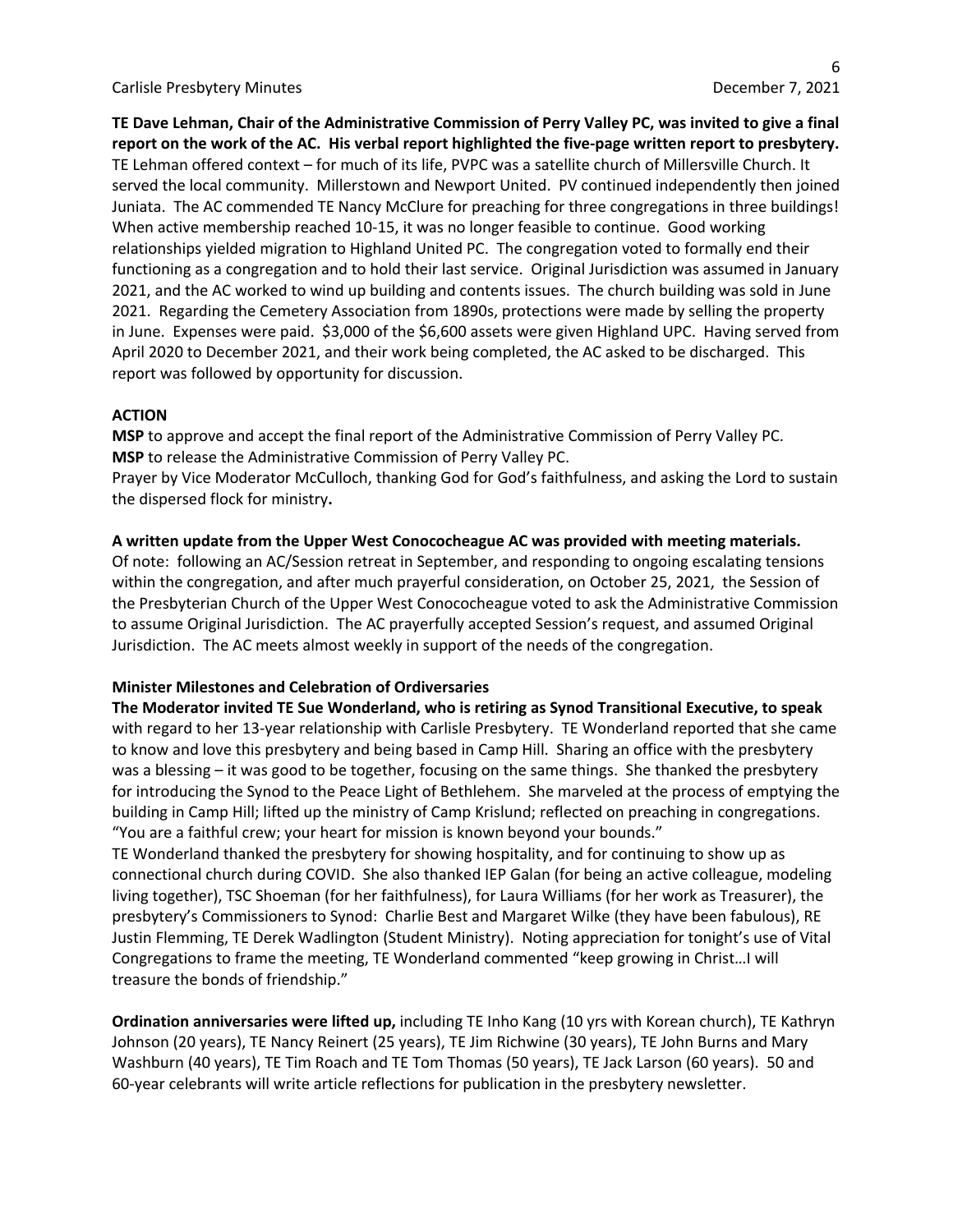**TE Dave Lehman, Chair of the Administrative Commission of Perry Valley PC, was invited to give a final report on the work of the AC. His verbal report highlighted the five-page written report to presbytery.** TE Lehman offered context – for much of its life, PVPC was a satellite church of Millersville Church. It served the local community. Millerstown and Newport United. PV continued independently then joined Juniata. The AC commended TE Nancy McClure for preaching for three congregations in three buildings! When active membership reached 10-15, it was no longer feasible to continue. Good working relationships yielded migration to Highland United PC. The congregation voted to formally end their functioning as a congregation and to hold their last service. Original Jurisdiction was assumed in January 2021, and the AC worked to wind up building and contents issues. The church building was sold in June 2021. Regarding the Cemetery Association from 1890s, protections were made by selling the property in June. Expenses were paid. $3,000 of the $6,600 assets were given Highland UPC. Having served from April 2020 to December 2021, and their work being completed, the AC asked to be discharged. This report was followed by opportunity for discussion.

**ACTION**

**MSP** to approve and accept the final report of the Administrative Commission of Perry Valley PC.
**MSP** to release the Administrative Commission of Perry Valley PC.
Prayer by Vice Moderator McCulloch, thanking God for God's faithfulness, and asking the Lord to sustain the dispersed flock for ministry**.**

**A written update from the Upper West Conococheague AC was provided with meeting materials.** Of note: following an AC/Session retreat in September, and responding to ongoing escalating tensions within the congregation, and after much prayerful consideration, on October 25, 2021, the Session of the Presbyterian Church of the Upper West Conococheague voted to ask the Administrative Commission to assume Original Jurisdiction. The AC prayerfully accepted Session's request, and assumed Original Jurisdiction. The AC meets almost weekly in support of the needs of the congregation.

**Minister Milestones and Celebration of Ordiversaries**

**The Moderator invited TE Sue Wonderland, who is retiring as Synod Transitional Executive, to speak** with regard to her 13-year relationship with Carlisle Presbytery. TE Wonderland reported that she came to know and love this presbytery and being based in Camp Hill. Sharing an office with the presbytery was a blessing – it was good to be together, focusing on the same things. She thanked the presbytery for introducing the Synod to the Peace Light of Bethlehem. She marveled at the process of emptying the building in Camp Hill; lifted up the ministry of Camp Krislund; reflected on preaching in congregations. "You are a faithful crew; your heart for mission is known beyond your bounds."
TE Wonderland thanked the presbytery for showing hospitality, and for continuing to show up as connectional church during COVID. She also thanked IEP Galan (for being an active colleague, modeling living together), TSC Shoeman (for her faithfulness), for Laura Williams (for her work as Treasurer), the presbytery's Commissioners to Synod: Charlie Best and Margaret Wilke (they have been fabulous), RE Justin Flemming, TE Derek Wadlington (Student Ministry). Noting appreciation for tonight's use of Vital Congregations to frame the meeting, TE Wonderland commented "keep growing in Christ…I will treasure the bonds of friendship."

**Ordination anniversaries were lifted up,** including TE Inho Kang (10 yrs with Korean church), TE Kathryn Johnson (20 years), TE Nancy Reinert (25 years), TE Jim Richwine (30 years), TE John Burns and Mary Washburn (40 years), TE Tim Roach and TE Tom Thomas (50 years), TE Jack Larson (60 years). 50 and 60-year celebrants will write article reflections for publication in the presbytery newsletter.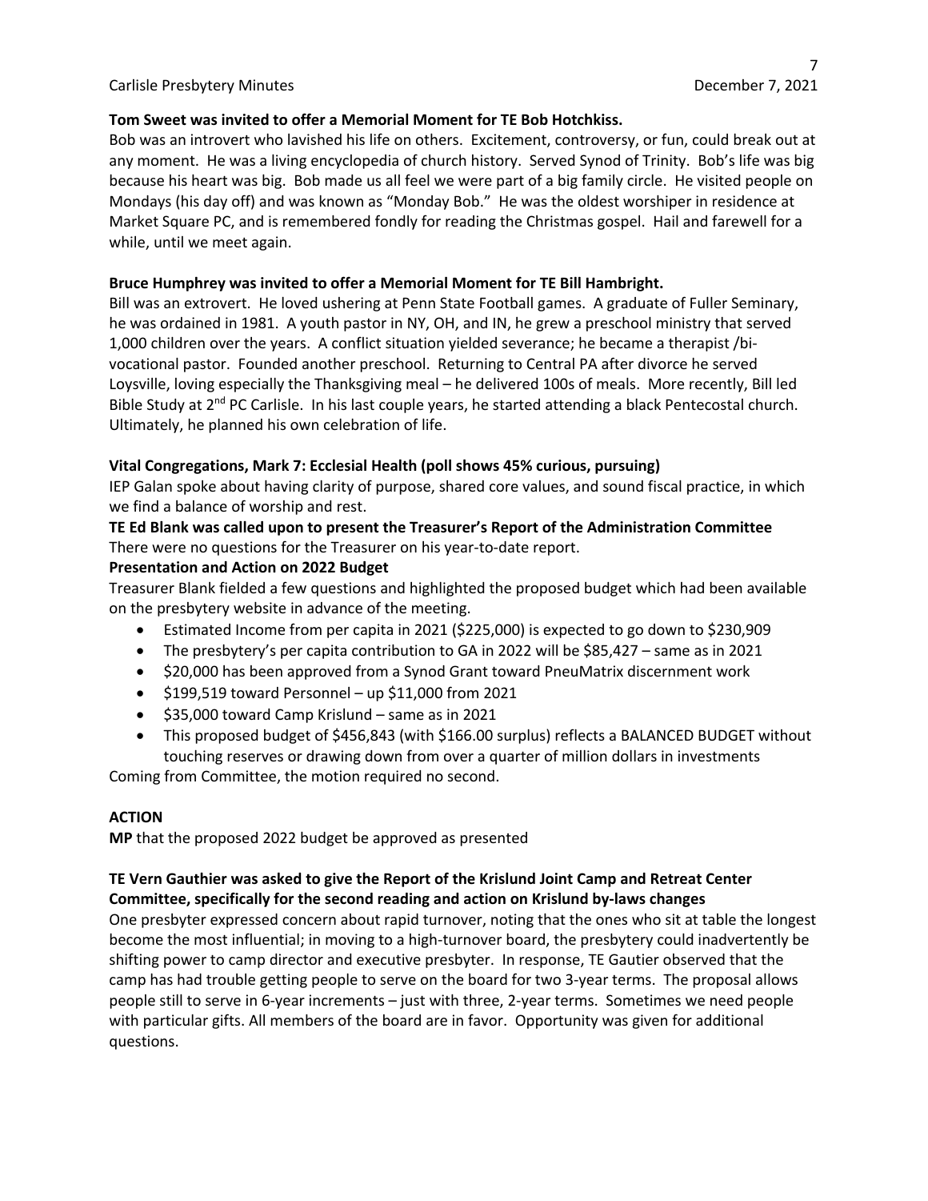**Tom Sweet was invited to offer a Memorial Moment for TE Bob Hotchkiss.**

Bob was an introvert who lavished his life on others. Excitement, controversy, or fun, could break out at any moment. He was a living encyclopedia of church history. Served Synod of Trinity. Bob's life was big because his heart was big. Bob made us all feel we were part of a big family circle. He visited people on Mondays (his day off) and was known as "Monday Bob." He was the oldest worshiper in residence at Market Square PC, and is remembered fondly for reading the Christmas gospel. Hail and farewell for a while, until we meet again.

**Bruce Humphrey was invited to offer a Memorial Moment for TE Bill Hambright.**

Bill was an extrovert. He loved ushering at Penn State Football games. A graduate of Fuller Seminary, he was ordained in 1981. A youth pastor in NY, OH, and IN, he grew a preschool ministry that served 1,000 children over the years. A conflict situation yielded severance; he became a therapist /bi-vocational pastor. Founded another preschool. Returning to Central PA after divorce he served Loysville, loving especially the Thanksgiving meal – he delivered 100s of meals. More recently, Bill led Bible Study at 2nd PC Carlisle. In his last couple years, he started attending a black Pentecostal church. Ultimately, he planned his own celebration of life.

**Vital Congregations, Mark 7: Ecclesial Health (poll shows 45% curious, pursuing)**

IEP Galan spoke about having clarity of purpose, shared core values, and sound fiscal practice, in which we find a balance of worship and rest.

**TE Ed Blank was called upon to present the Treasurer's Report of the Administration Committee**

There were no questions for the Treasurer on his year-to-date report.

**Presentation and Action on 2022 Budget**

Treasurer Blank fielded a few questions and highlighted the proposed budget which had been available on the presbytery website in advance of the meeting.

- Estimated Income from per capita in 2021 ($225,000) is expected to go down to $230,909
- The presbytery's per capita contribution to GA in 2022 will be $85,427 – same as in 2021
- $20,000 has been approved from a Synod Grant toward PneuMatrix discernment work
- $199,519 toward Personnel – up $11,000 from 2021
- $35,000 toward Camp Krislund – same as in 2021
- This proposed budget of $456,843 (with $166.00 surplus) reflects a BALANCED BUDGET without touching reserves or drawing down from over a quarter of million dollars in investments

Coming from Committee, the motion required no second.

**ACTION**

**MP** that the proposed 2022 budget be approved as presented

**TE Vern Gauthier was asked to give the Report of the Krislund Joint Camp and Retreat Center Committee, specifically for the second reading and action on Krislund by-laws changes**

One presbyter expressed concern about rapid turnover, noting that the ones who sit at table the longest become the most influential; in moving to a high-turnover board, the presbytery could inadvertently be shifting power to camp director and executive presbyter. In response, TE Gautier observed that the camp has had trouble getting people to serve on the board for two 3-year terms. The proposal allows people still to serve in 6-year increments – just with three, 2-year terms. Sometimes we need people with particular gifts. All members of the board are in favor. Opportunity was given for additional questions.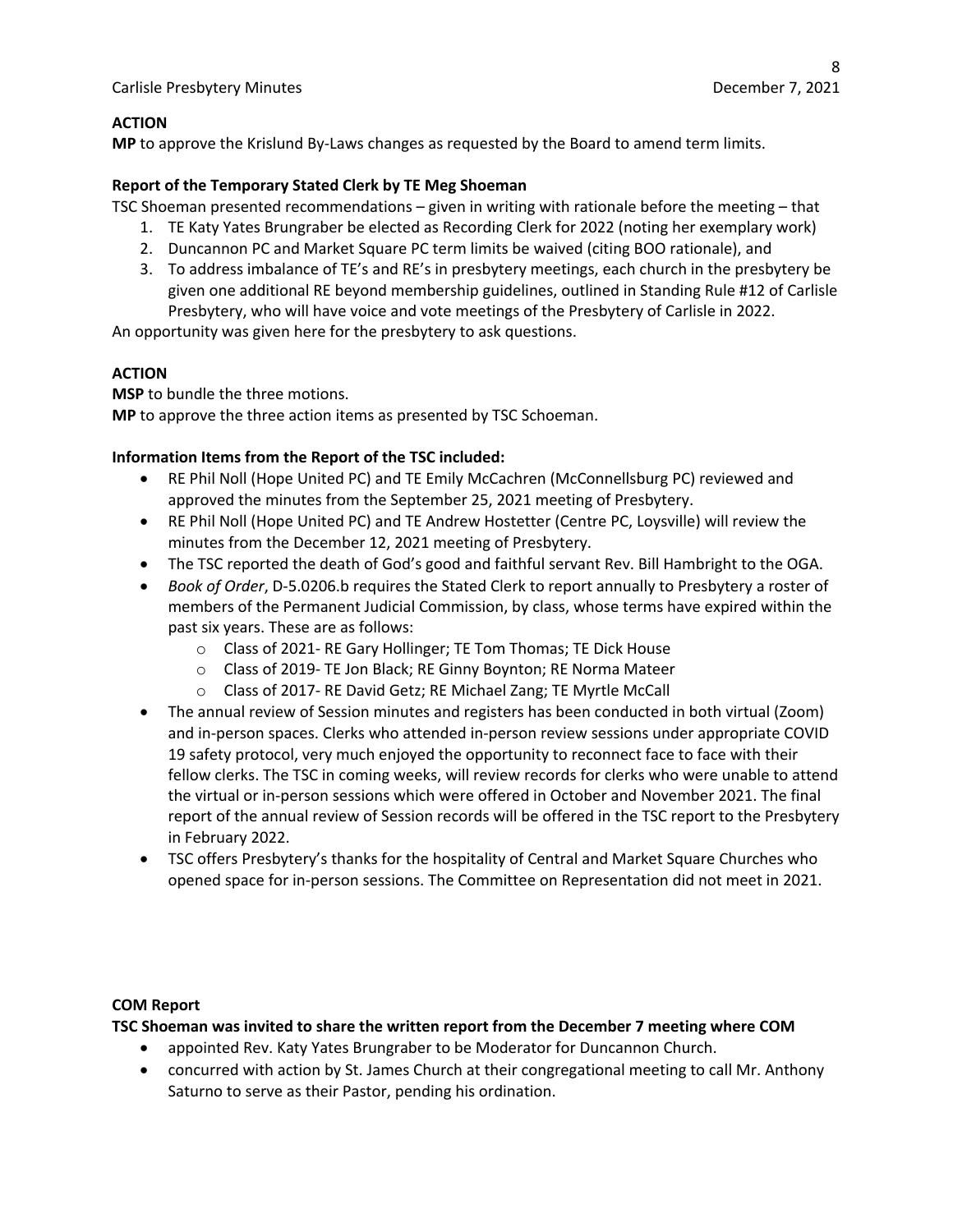**ACTION**

**MP** to approve the Krislund By-Laws changes as requested by the Board to amend term limits.

**Report of the Temporary Stated Clerk by TE Meg Shoeman**

TSC Shoeman presented recommendations – given in writing with rationale before the meeting – that

1. TE Katy Yates Brungraber be elected as Recording Clerk for 2022 (noting her exemplary work)
2. Duncannon PC and Market Square PC term limits be waived (citing BOO rationale), and
3. To address imbalance of TE's and RE's in presbytery meetings, each church in the presbytery be given one additional RE beyond membership guidelines, outlined in Standing Rule #12 of Carlisle Presbytery, who will have voice and vote meetings of the Presbytery of Carlisle in 2022.

An opportunity was given here for the presbytery to ask questions.

**ACTION**

**MSP** to bundle the three motions.

**MP** to approve the three action items as presented by TSC Schoeman.

**Information Items from the Report of the TSC included:**

- RE Phil Noll (Hope United PC) and TE Emily McCachren (McConnellsburg PC) reviewed and approved the minutes from the September 25, 2021 meeting of Presbytery.
- RE Phil Noll (Hope United PC) and TE Andrew Hostetter (Centre PC, Loysville) will review the minutes from the December 12, 2021 meeting of Presbytery.
- The TSC reported the death of God's good and faithful servant Rev. Bill Hambright to the OGA.
- *Book of Order*, D-5.0206.b requires the Stated Clerk to report annually to Presbytery a roster of members of the Permanent Judicial Commission, by class, whose terms have expired within the past six years. These are as follows:
  - Class of 2021- RE Gary Hollinger; TE Tom Thomas; TE Dick House
  - Class of 2019- TE Jon Black; RE Ginny Boynton; RE Norma Mateer
  - Class of 2017- RE David Getz; RE Michael Zang; TE Myrtle McCall
- The annual review of Session minutes and registers has been conducted in both virtual (Zoom) and in-person spaces. Clerks who attended in-person review sessions under appropriate COVID 19 safety protocol, very much enjoyed the opportunity to reconnect face to face with their fellow clerks. The TSC in coming weeks, will review records for clerks who were unable to attend the virtual or in-person sessions which were offered in October and November 2021. The final report of the annual review of Session records will be offered in the TSC report to the Presbytery in February 2022.
- TSC offers Presbytery's thanks for the hospitality of Central and Market Square Churches who opened space for in-person sessions. The Committee on Representation did not meet in 2021.

**COM Report**

**TSC Shoeman was invited to share the written report from the December 7 meeting where COM**

- appointed Rev. Katy Yates Brungraber to be Moderator for Duncannon Church.
- concurred with action by St. James Church at their congregational meeting to call Mr. Anthony Saturno to serve as their Pastor, pending his ordination.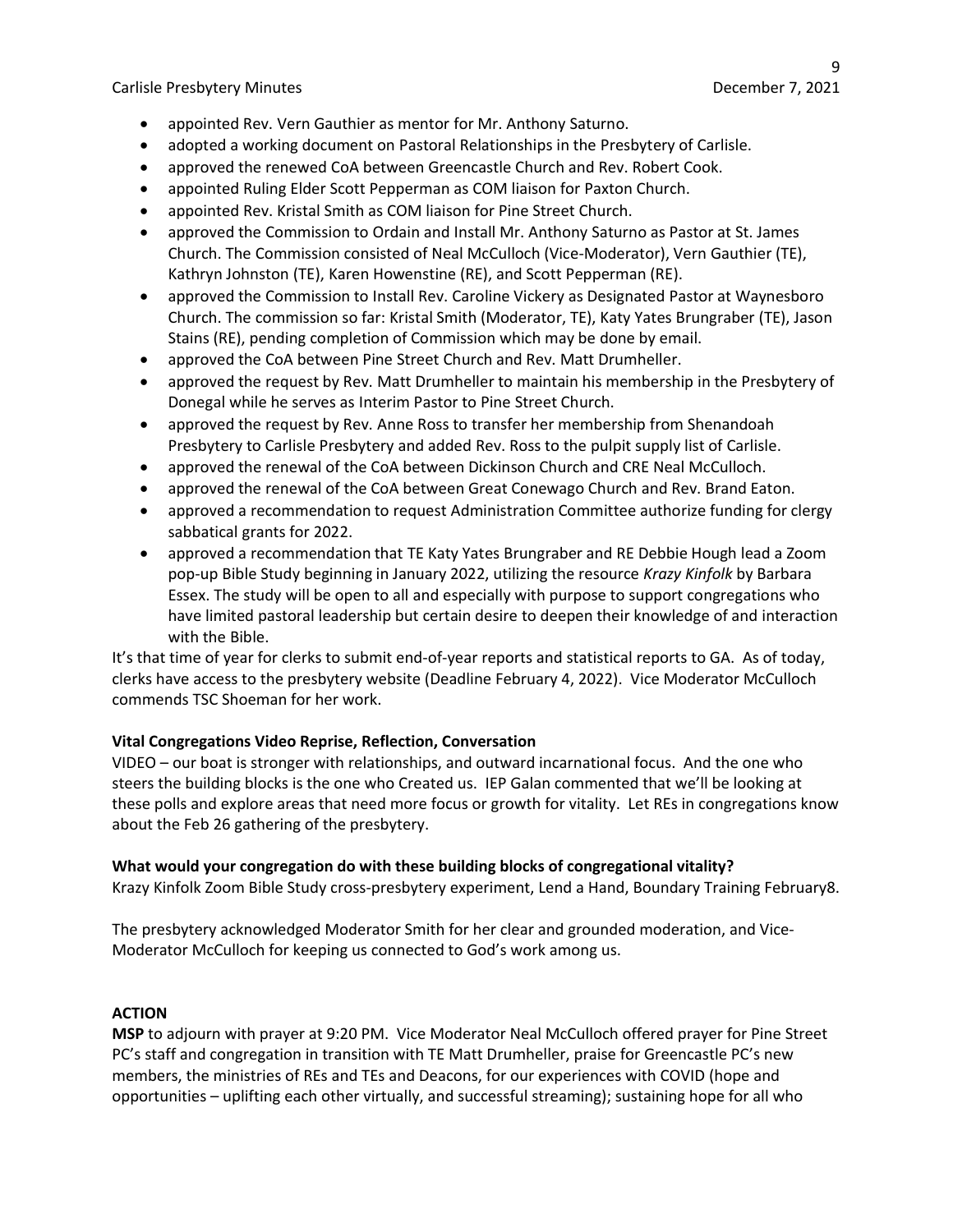- appointed Rev. Vern Gauthier as mentor for Mr. Anthony Saturno.
- adopted a working document on Pastoral Relationships in the Presbytery of Carlisle.
- approved the renewed CoA between Greencastle Church and Rev. Robert Cook.
- appointed Ruling Elder Scott Pepperman as COM liaison for Paxton Church.
- appointed Rev. Kristal Smith as COM liaison for Pine Street Church.
- approved the Commission to Ordain and Install Mr. Anthony Saturno as Pastor at St. James Church. The Commission consisted of Neal McCulloch (Vice-Moderator), Vern Gauthier (TE), Kathryn Johnston (TE), Karen Howenstine (RE), and Scott Pepperman (RE).
- approved the Commission to Install Rev. Caroline Vickery as Designated Pastor at Waynesboro Church. The commission so far: Kristal Smith (Moderator, TE), Katy Yates Brungraber (TE), Jason Stains (RE), pending completion of Commission which may be done by email.
- approved the CoA between Pine Street Church and Rev. Matt Drumheller.
- approved the request by Rev. Matt Drumheller to maintain his membership in the Presbytery of Donegal while he serves as Interim Pastor to Pine Street Church.
- approved the request by Rev. Anne Ross to transfer her membership from Shenandoah Presbytery to Carlisle Presbytery and added Rev. Ross to the pulpit supply list of Carlisle.
- approved the renewal of the CoA between Dickinson Church and CRE Neal McCulloch.
- approved the renewal of the CoA between Great Conewago Church and Rev. Brand Eaton.
- approved a recommendation to request Administration Committee authorize funding for clergy sabbatical grants for 2022.
- approved a recommendation that TE Katy Yates Brungraber and RE Debbie Hough lead a Zoom pop-up Bible Study beginning in January 2022, utilizing the resource *Krazy Kinfolk* by Barbara Essex. The study will be open to all and especially with purpose to support congregations who have limited pastoral leadership but certain desire to deepen their knowledge of and interaction with the Bible.

It's that time of year for clerks to submit end-of-year reports and statistical reports to GA. As of today, clerks have access to the presbytery website (Deadline February 4, 2022). Vice Moderator McCulloch commends TSC Shoeman for her work.

**Vital Congregations Video Reprise, Reflection, Conversation**

VIDEO – our boat is stronger with relationships, and outward incarnational focus. And the one who steers the building blocks is the one who Created us. IEP Galan commented that we'll be looking at these polls and explore areas that need more focus or growth for vitality. Let REs in congregations know about the Feb 26 gathering of the presbytery.

**What would your congregation do with these building blocks of congregational vitality?**

Krazy Kinfolk Zoom Bible Study cross-presbytery experiment, Lend a Hand, Boundary Training February8.

The presbytery acknowledged Moderator Smith for her clear and grounded moderation, and Vice-Moderator McCulloch for keeping us connected to God's work among us.

**ACTION**

**MSP** to adjourn with prayer at 9:20 PM. Vice Moderator Neal McCulloch offered prayer for Pine Street PC's staff and congregation in transition with TE Matt Drumheller, praise for Greencastle PC's new members, the ministries of REs and TEs and Deacons, for our experiences with COVID (hope and opportunities – uplifting each other virtually, and successful streaming); sustaining hope for all who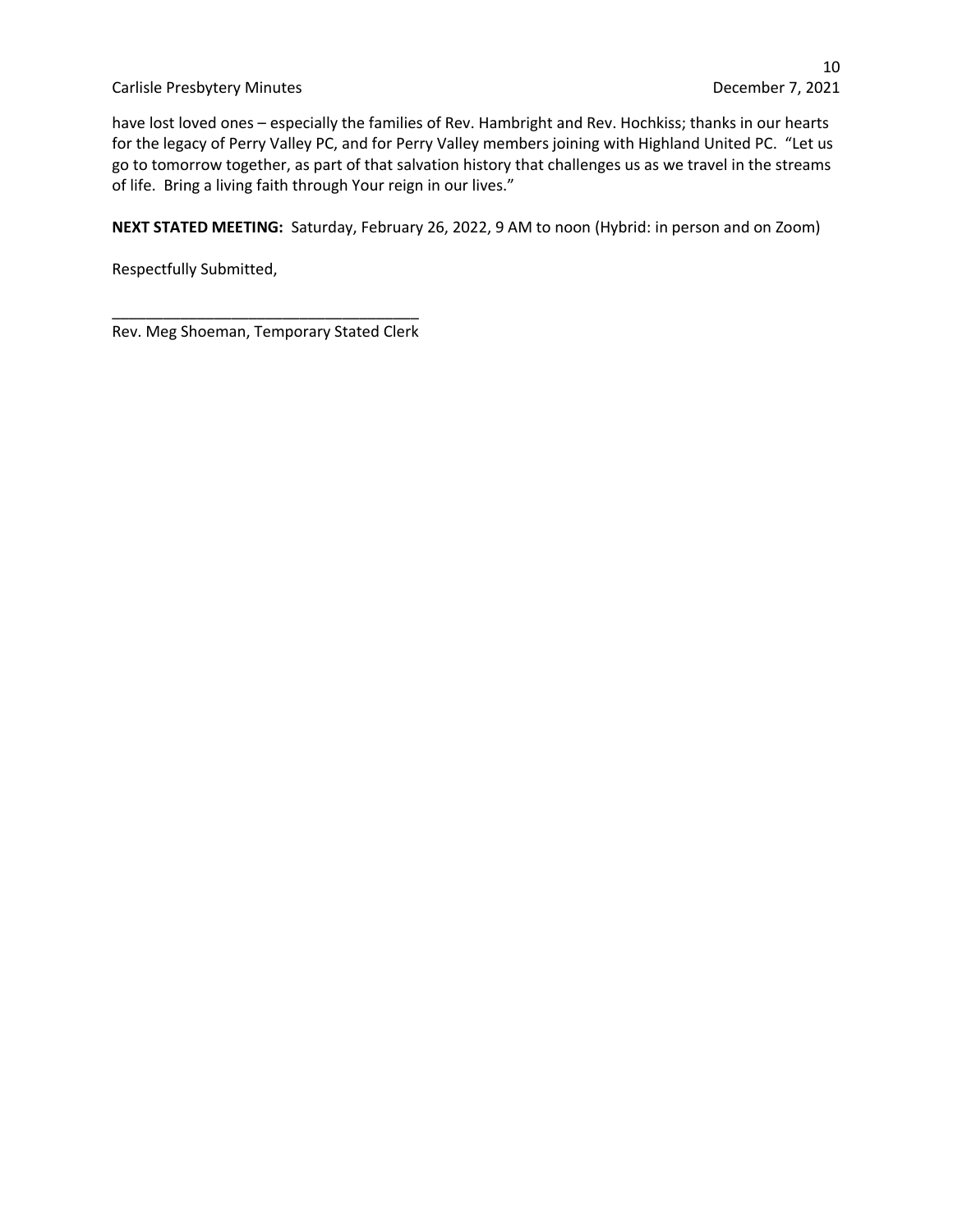have lost loved ones – especially the families of Rev. Hambright and Rev. Hochkiss; thanks in our hearts for the legacy of Perry Valley PC, and for Perry Valley members joining with Highland United PC. "Let us go to tomorrow together, as part of that salvation history that challenges us as we travel in the streams of life. Bring a living faith through Your reign in our lives."

**NEXT STATED MEETING:** Saturday, February 26, 2022, 9 AM to noon (Hybrid: in person and on Zoom)

Respectfully Submitted,

____________________________________

Rev. Meg Shoeman, Temporary Stated Clerk